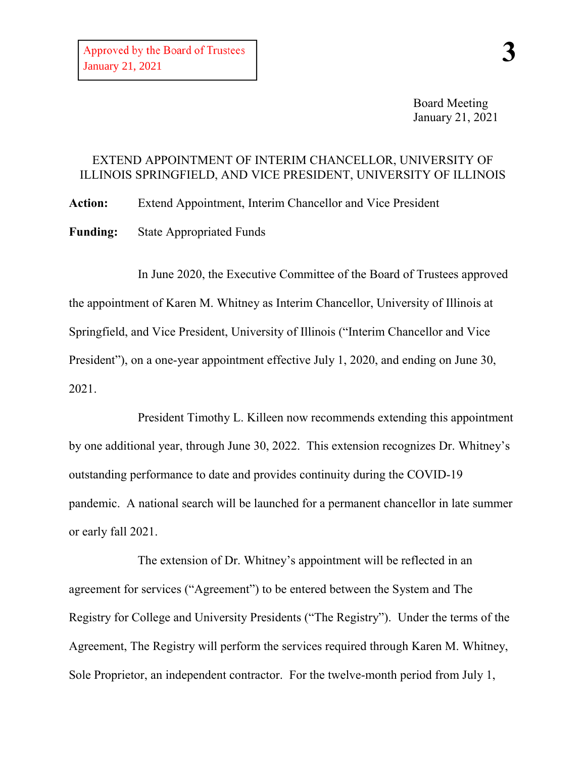Approved by the Board of Trustees
January 21, 2021

Board Meeting
January 21, 2021

# EXTEND APPOINTMENT OF INTERIM CHANCELLOR, UNIVERSITY OF ILLINOIS SPRINGFIELD, AND VICE PRESIDENT, UNIVERSITY OF ILLINOIS

**Action:** Extend Appointment, Interim Chancellor and Vice President

**Funding:** State Appropriated Funds

In June 2020, the Executive Committee of the Board of Trustees approved the appointment of Karen M. Whitney as Interim Chancellor, University of Illinois at Springfield, and Vice President, University of Illinois ("Interim Chancellor and Vice President"), on a one-year appointment effective July 1, 2020, and ending on June 30, 2021.

President Timothy L. Killeen now recommends extending this appointment by one additional year, through June 30, 2022. This extension recognizes Dr. Whitney's outstanding performance to date and provides continuity during the COVID-19 pandemic. A national search will be launched for a permanent chancellor in late summer or early fall 2021.

The extension of Dr. Whitney's appointment will be reflected in an agreement for services ("Agreement") to be entered between the System and The Registry for College and University Presidents ("The Registry"). Under the terms of the Agreement, The Registry will perform the services required through Karen M. Whitney, Sole Proprietor, an independent contractor. For the twelve-month period from July 1,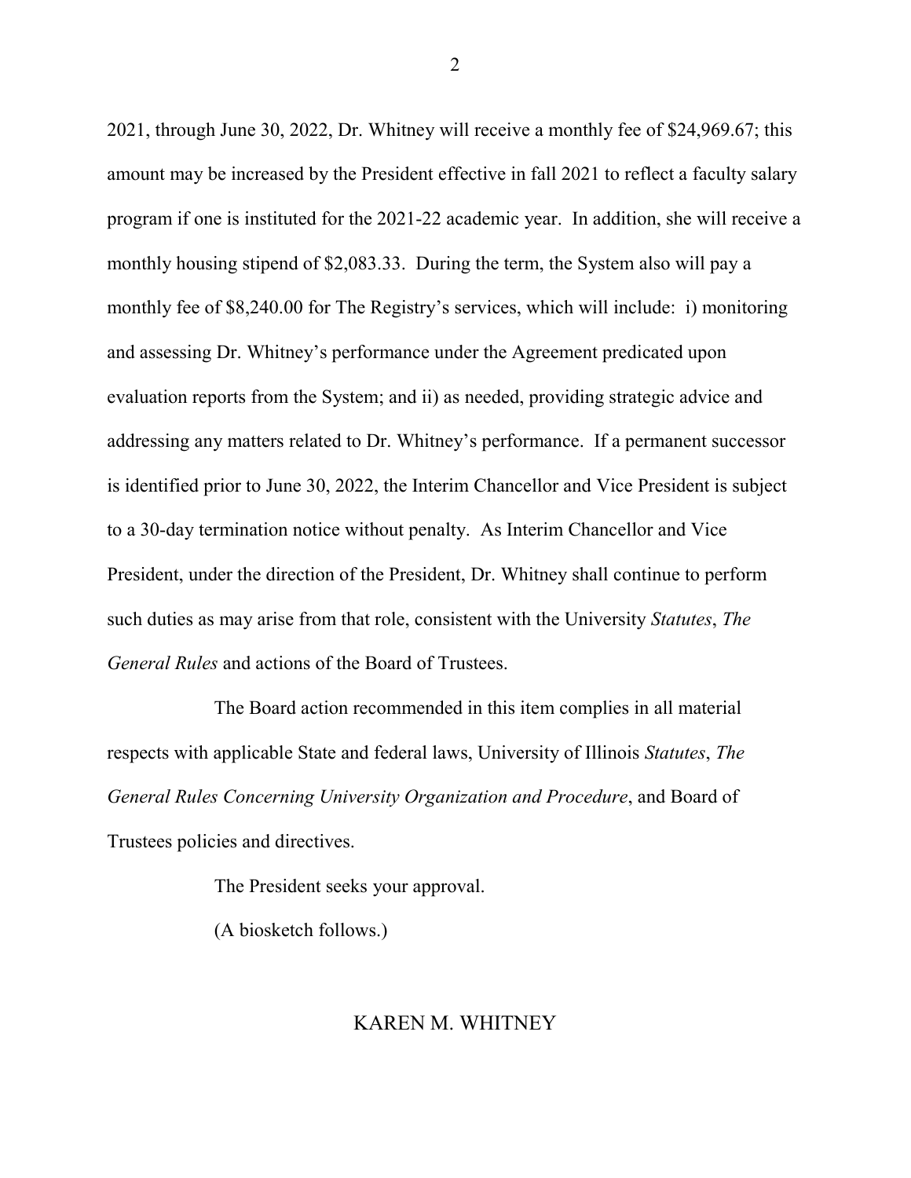2021, through June 30, 2022, Dr. Whitney will receive a monthly fee of $24,969.67; this amount may be increased by the President effective in fall 2021 to reflect a faculty salary program if one is instituted for the 2021-22 academic year. In addition, she will receive a monthly housing stipend of $2,083.33. During the term, the System also will pay a monthly fee of $8,240.00 for The Registry's services, which will include: i) monitoring and assessing Dr. Whitney's performance under the Agreement predicated upon evaluation reports from the System; and ii) as needed, providing strategic advice and addressing any matters related to Dr. Whitney's performance. If a permanent successor is identified prior to June 30, 2022, the Interim Chancellor and Vice President is subject to a 30-day termination notice without penalty. As Interim Chancellor and Vice President, under the direction of the President, Dr. Whitney shall continue to perform such duties as may arise from that role, consistent with the University *Statutes*, *The General Rules* and actions of the Board of Trustees.

The Board action recommended in this item complies in all material respects with applicable State and federal laws, University of Illinois *Statutes*, *The General Rules Concerning University Organization and Procedure*, and Board of Trustees policies and directives.

The President seeks your approval.

(A biosketch follows.)

## KAREN M. WHITNEY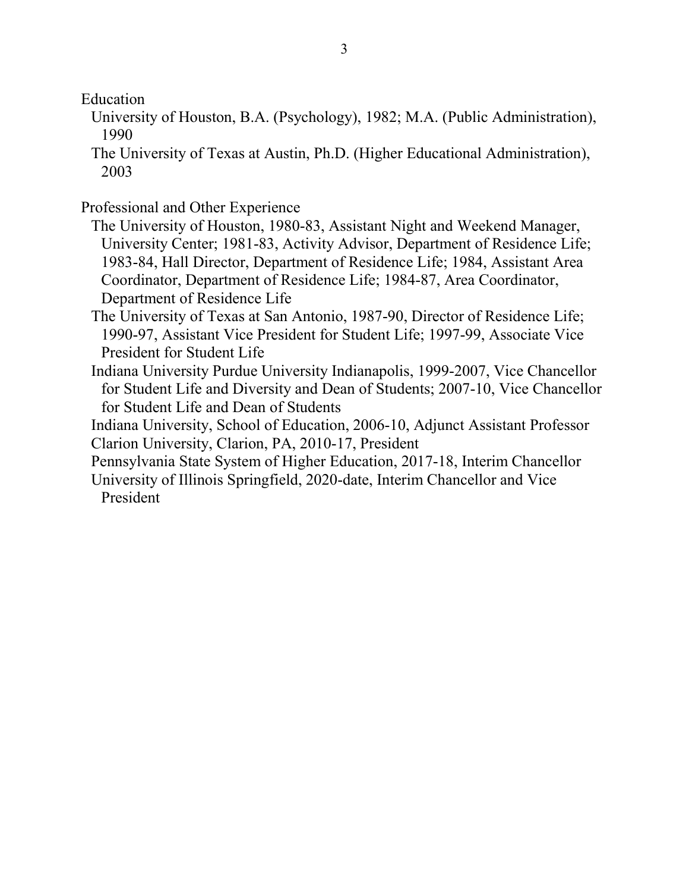## Education

- University of Houston, B.A. (Psychology), 1982; M.A. (Public Administration), 1990
- The University of Texas at Austin, Ph.D. (Higher Educational Administration), 2003

## Professional and Other Experience

- The University of Houston, 1980-83, Assistant Night and Weekend Manager, University Center; 1981-83, Activity Advisor, Department of Residence Life; 1983-84, Hall Director, Department of Residence Life; 1984, Assistant Area Coordinator, Department of Residence Life; 1984-87, Area Coordinator, Department of Residence Life
- The University of Texas at San Antonio, 1987-90, Director of Residence Life; 1990-97, Assistant Vice President for Student Life; 1997-99, Associate Vice President for Student Life
- Indiana University Purdue University Indianapolis, 1999-2007, Vice Chancellor for Student Life and Diversity and Dean of Students; 2007-10, Vice Chancellor for Student Life and Dean of Students
- Indiana University, School of Education, 2006-10, Adjunct Assistant Professor
- Clarion University, Clarion, PA, 2010-17, President
- Pennsylvania State System of Higher Education, 2017-18, Interim Chancellor
- University of Illinois Springfield, 2020-date, Interim Chancellor and Vice President